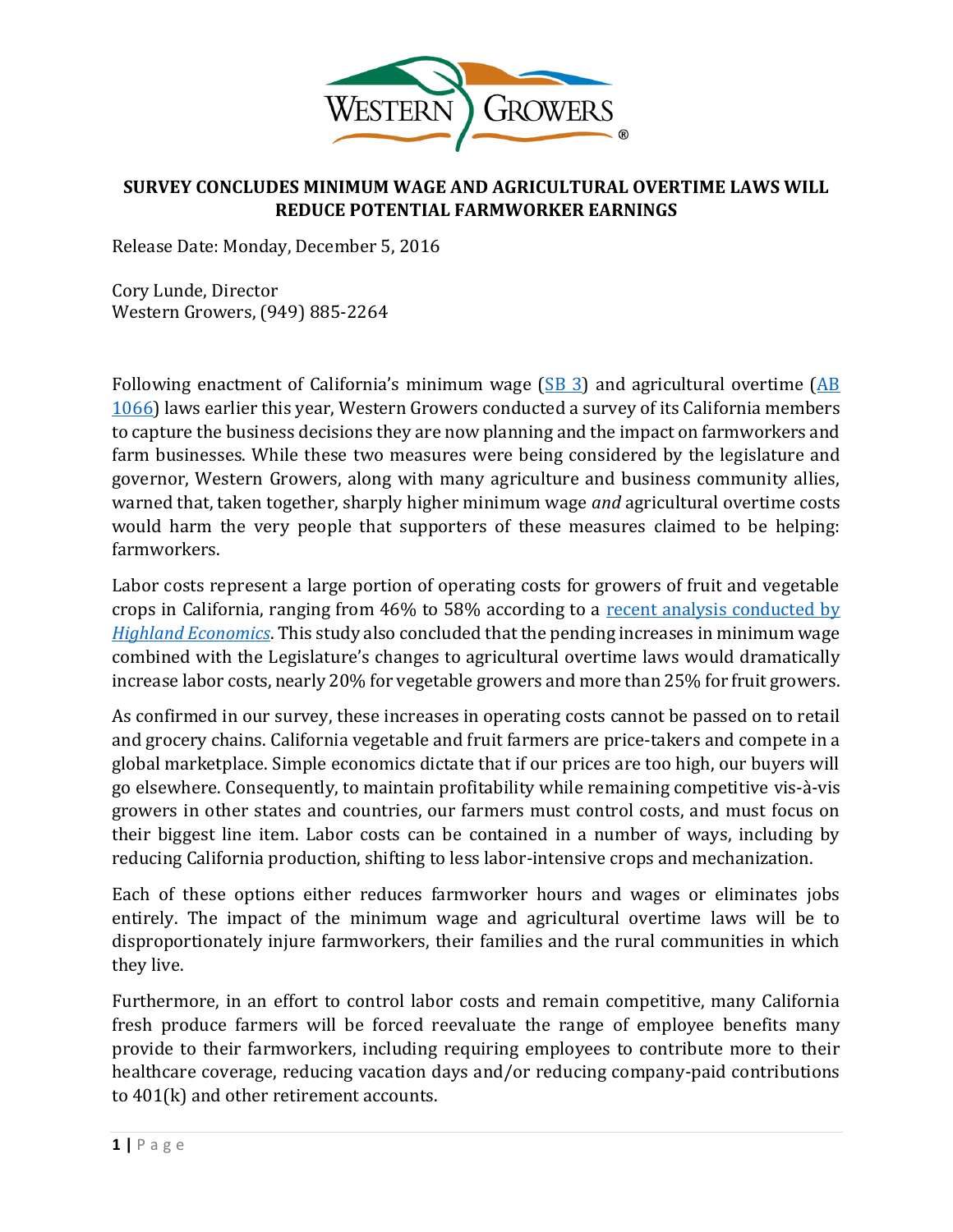# SURVEY CONCLUDES MINIMUM WAGE AND AGRICULTURAL OVERTIME LAWS WILL REDUCE POTENTIAL FARMWORKER EARNINGS

Release Date: Monday, December 5, 2016

Cory Lunde, Director
Western Growers, (949) 885-2264

Following enactment of California's minimum wage (SB 3) and agricultural overtime (AB 1066) laws earlier this year, Western Growers conducted a survey of its California members to capture the business decisions they are now planning and the impact on farmworkers and farm businesses. While these two measures were being considered by the legislature and governor, Western Growers, along with many agriculture and business community allies, warned that, taken together, sharply higher minimum wage *and* agricultural overtime costs would harm the very people that supporters of these measures claimed to be helping: farmworkers.

Labor costs represent a large portion of operating costs for growers of fruit and vegetable crops in California, ranging from 46% to 58% according to a recent analysis conducted by *Highland Economics*. This study also concluded that the pending increases in minimum wage combined with the Legislature's changes to agricultural overtime laws would dramatically increase labor costs, nearly 20% for vegetable growers and more than 25% for fruit growers.

As confirmed in our survey, these increases in operating costs cannot be passed on to retail and grocery chains. California vegetable and fruit farmers are price-takers and compete in a global marketplace. Simple economics dictate that if our prices are too high, our buyers will go elsewhere. Consequently, to maintain profitability while remaining competitive vis-à-vis growers in other states and countries, our farmers must control costs, and must focus on their biggest line item. Labor costs can be contained in a number of ways, including by reducing California production, shifting to less labor-intensive crops and mechanization.

Each of these options either reduces farmworker hours and wages or eliminates jobs entirely. The impact of the minimum wage and agricultural overtime laws will be to disproportionately injure farmworkers, their families and the rural communities in which they live.

Furthermore, in an effort to control labor costs and remain competitive, many California fresh produce farmers will be forced reevaluate the range of employee benefits many provide to their farmworkers, including requiring employees to contribute more to their healthcare coverage, reducing vacation days and/or reducing company-paid contributions to 401(k) and other retirement accounts.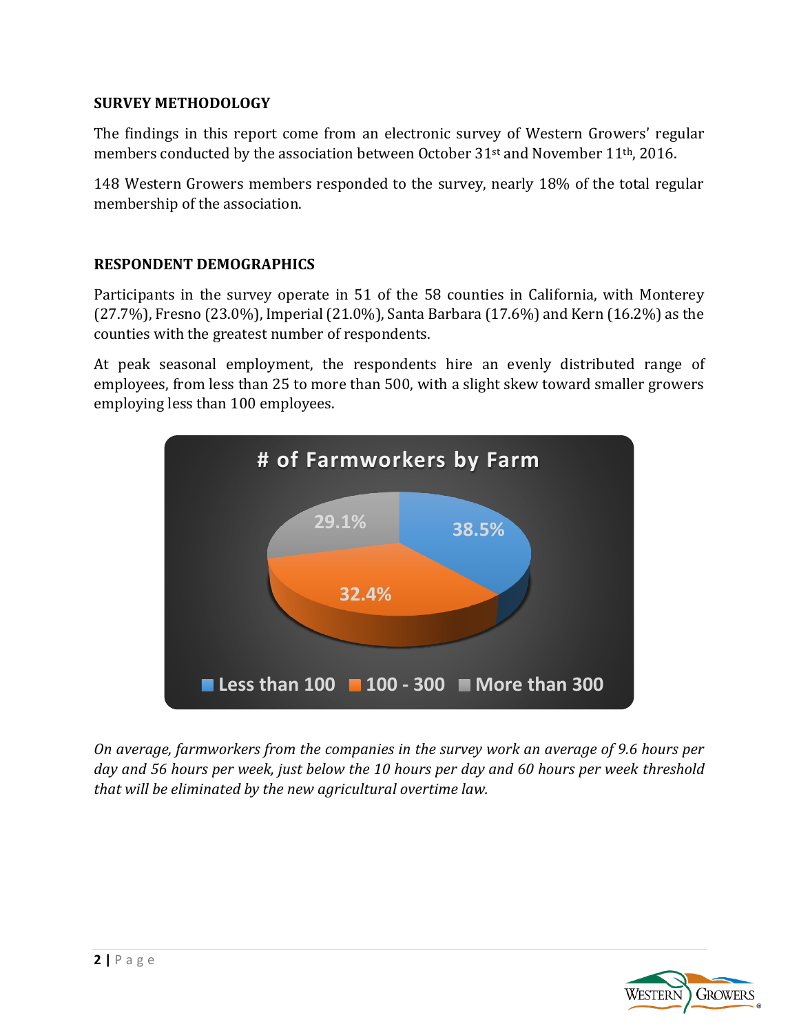## SURVEY METHODOLOGY

The findings in this report come from an electronic survey of Western Growers' regular members conducted by the association between October 31st and November 11th, 2016.

148 Western Growers members responded to the survey, nearly 18% of the total regular membership of the association.

## RESPONDENT DEMOGRAPHICS

Participants in the survey operate in 51 of the 58 counties in California, with Monterey (27.7%), Fresno (23.0%), Imperial (21.0%), Santa Barbara (17.6%) and Kern (16.2%) as the counties with the greatest number of respondents.

At peak seasonal employment, the respondents hire an evenly distributed range of employees, from less than 25 to more than 500, with a slight skew toward smaller growers employing less than 100 employees.

**# of Farmworkers by Farm**

| Less than 100 | 100 - 300 | More than 300 |
|---|---|---|
| 38.5% | 32.4% | 29.1% |

*On average, farmworkers from the companies in the survey work an average of 9.6 hours per day and 56 hours per week, just below the 10 hours per day and 60 hours per week threshold that will be eliminated by the new agricultural overtime law.*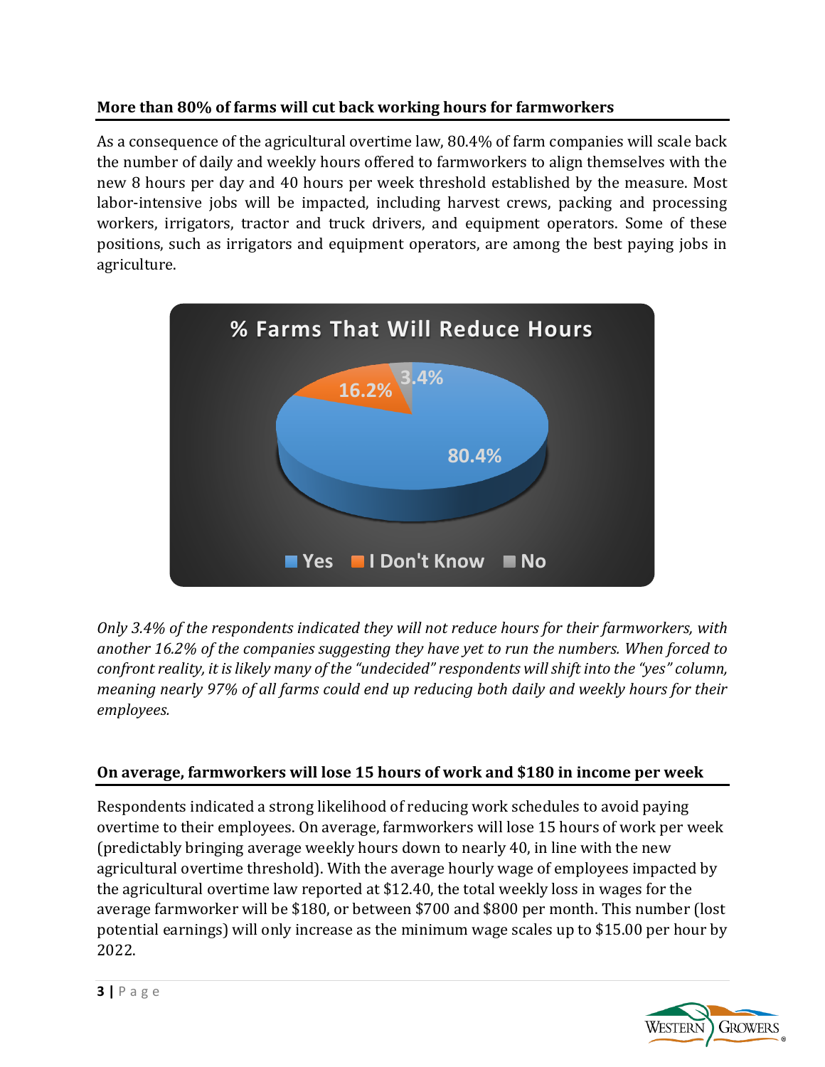## More than 80% of farms will cut back working hours for farmworkers

As a consequence of the agricultural overtime law, 80.4% of farm companies will scale back the number of daily and weekly hours offered to farmworkers to align themselves with the new 8 hours per day and 40 hours per week threshold established by the measure. Most labor-intensive jobs will be impacted, including harvest crews, packing and processing workers, irrigators, tractor and truck drivers, and equipment operators. Some of these positions, such as irrigators and equipment operators, are among the best paying jobs in agriculture.

**% Farms That Will Reduce Hours**

| Response | % |
|---|---|
| Yes | 80.4% |
| I Don't Know | 16.2% |
| No | 3.4% |

*Only 3.4% of the respondents indicated they will not reduce hours for their farmworkers, with another 16.2% of the companies suggesting they have yet to run the numbers. When forced to confront reality, it is likely many of the "undecided" respondents will shift into the "yes" column, meaning nearly 97% of all farms could end up reducing both daily and weekly hours for their employees.*

## On average, farmworkers will lose 15 hours of work and $180 in income per week

Respondents indicated a strong likelihood of reducing work schedules to avoid paying overtime to their employees. On average, farmworkers will lose 15 hours of work per week (predictably bringing average weekly hours down to nearly 40, in line with the new agricultural overtime threshold). With the average hourly wage of employees impacted by the agricultural overtime law reported at $12.40, the total weekly loss in wages for the average farmworker will be $180, or between $700 and $800 per month. This number (lost potential earnings) will only increase as the minimum wage scales up to $15.00 per hour by 2022.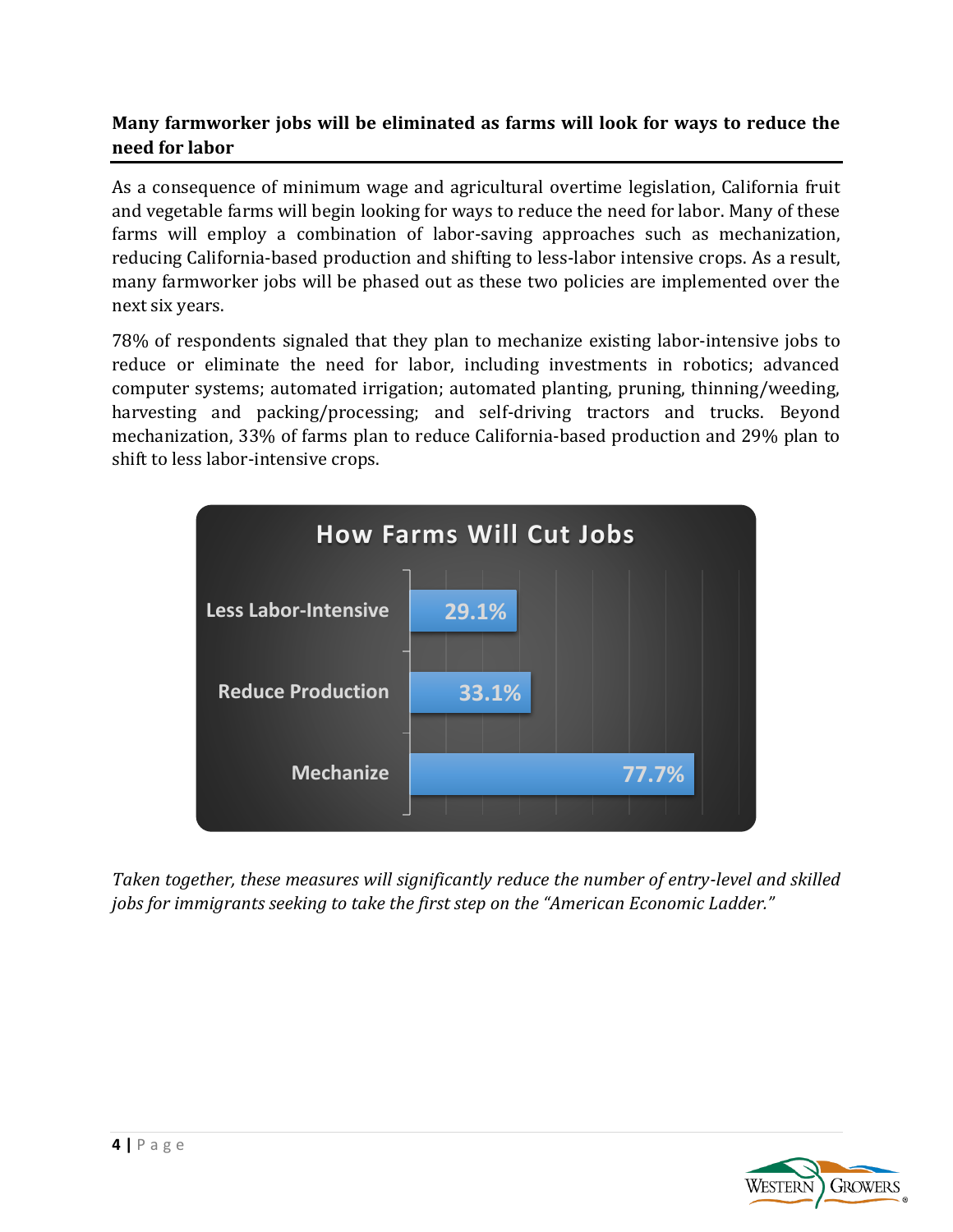**Many farmworker jobs will be eliminated as farms will look for ways to reduce the need for labor**

As a consequence of minimum wage and agricultural overtime legislation, California fruit and vegetable farms will begin looking for ways to reduce the need for labor. Many of these farms will employ a combination of labor-saving approaches such as mechanization, reducing California-based production and shifting to less-labor intensive crops. As a result, many farmworker jobs will be phased out as these two policies are implemented over the next six years.

78% of respondents signaled that they plan to mechanize existing labor-intensive jobs to reduce or eliminate the need for labor, including investments in robotics; advanced computer systems; automated irrigation; automated planting, pruning, thinning/weeding, harvesting and packing/processing; and self-driving tractors and trucks. Beyond mechanization, 33% of farms plan to reduce California-based production and 29% plan to shift to less labor-intensive crops.

**How Farms Will Cut Jobs**

| Approach | Percent |
| --- | --- |
| Less Labor-Intensive | 29.1% |
| Reduce Production | 33.1% |
| Mechanize | 77.7% |

*Taken together, these measures will significantly reduce the number of entry-level and skilled jobs for immigrants seeking to take the first step on the "American Economic Ladder."*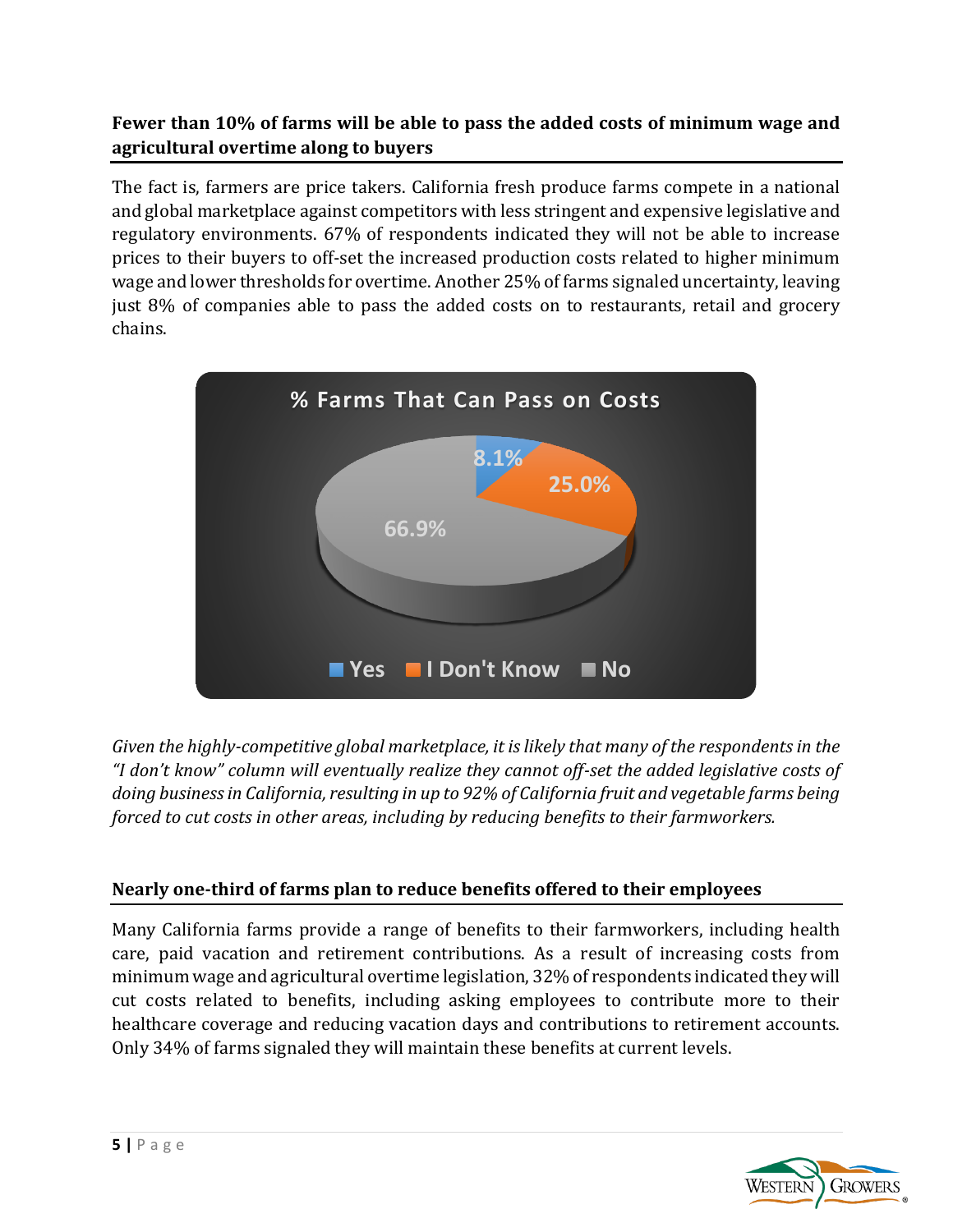## Fewer than 10% of farms will be able to pass the added costs of minimum wage and agricultural overtime along to buyers

The fact is, farmers are price takers. California fresh produce farms compete in a national and global marketplace against competitors with less stringent and expensive legislative and regulatory environments. 67% of respondents indicated they will not be able to increase prices to their buyers to off-set the increased production costs related to higher minimum wage and lower thresholds for overtime. Another 25% of farms signaled uncertainty, leaving just 8% of companies able to pass the added costs on to restaurants, retail and grocery chains.

**% Farms That Can Pass on Costs**

| Response | Percentage |
|---|---|
| Yes | 8.1% |
| I Don't Know | 25.0% |
| No | 66.9% |

*Given the highly-competitive global marketplace, it is likely that many of the respondents in the "I don't know" column will eventually realize they cannot off-set the added legislative costs of doing business in California, resulting in up to 92% of California fruit and vegetable farms being forced to cut costs in other areas, including by reducing benefits to their farmworkers.*

## Nearly one-third of farms plan to reduce benefits offered to their employees

Many California farms provide a range of benefits to their farmworkers, including health care, paid vacation and retirement contributions. As a result of increasing costs from minimum wage and agricultural overtime legislation, 32% of respondents indicated they will cut costs related to benefits, including asking employees to contribute more to their healthcare coverage and reducing vacation days and contributions to retirement accounts. Only 34% of farms signaled they will maintain these benefits at current levels.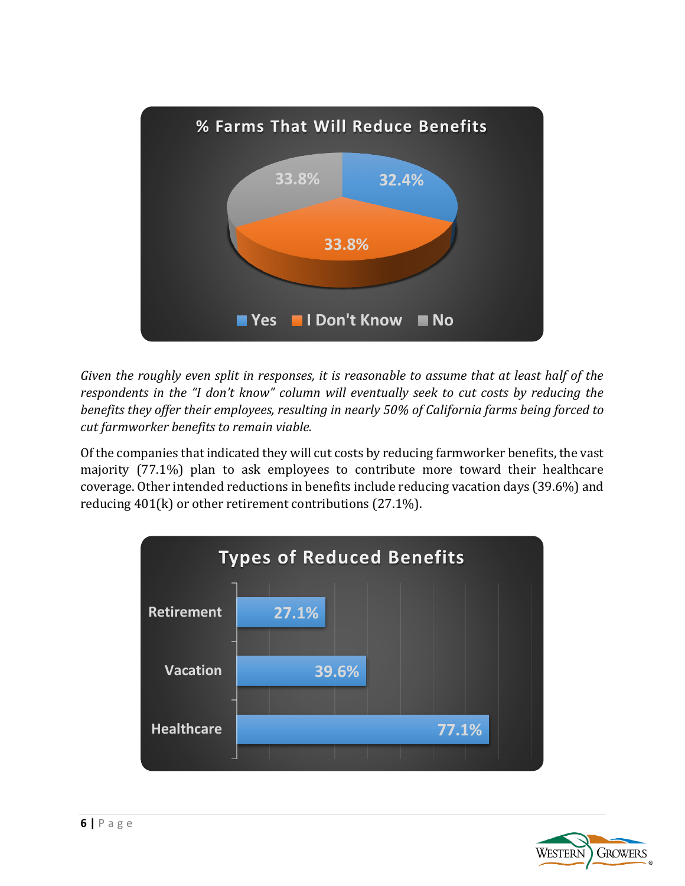**% Farms That Will Reduce Benefits**

| Response | % |
|---|---|
| Yes | 32.4% |
| I Don't Know | 33.8% |
| No | 33.8% |

*Given the roughly even split in responses, it is reasonable to assume that at least half of the respondents in the "I don't know" column will eventually seek to cut costs by reducing the benefits they offer their employees, resulting in nearly 50% of California farms being forced to cut farmworker benefits to remain viable.*

Of the companies that indicated they will cut costs by reducing farmworker benefits, the vast majority (77.1%) plan to ask employees to contribute more toward their healthcare coverage. Other intended reductions in benefits include reducing vacation days (39.6%) and reducing 401(k) or other retirement contributions (27.1%).

**Types of Reduced Benefits**

| Benefit | % |
|---|---|
| Retirement | 27.1% |
| Vacation | 39.6% |
| Healthcare | 77.1% |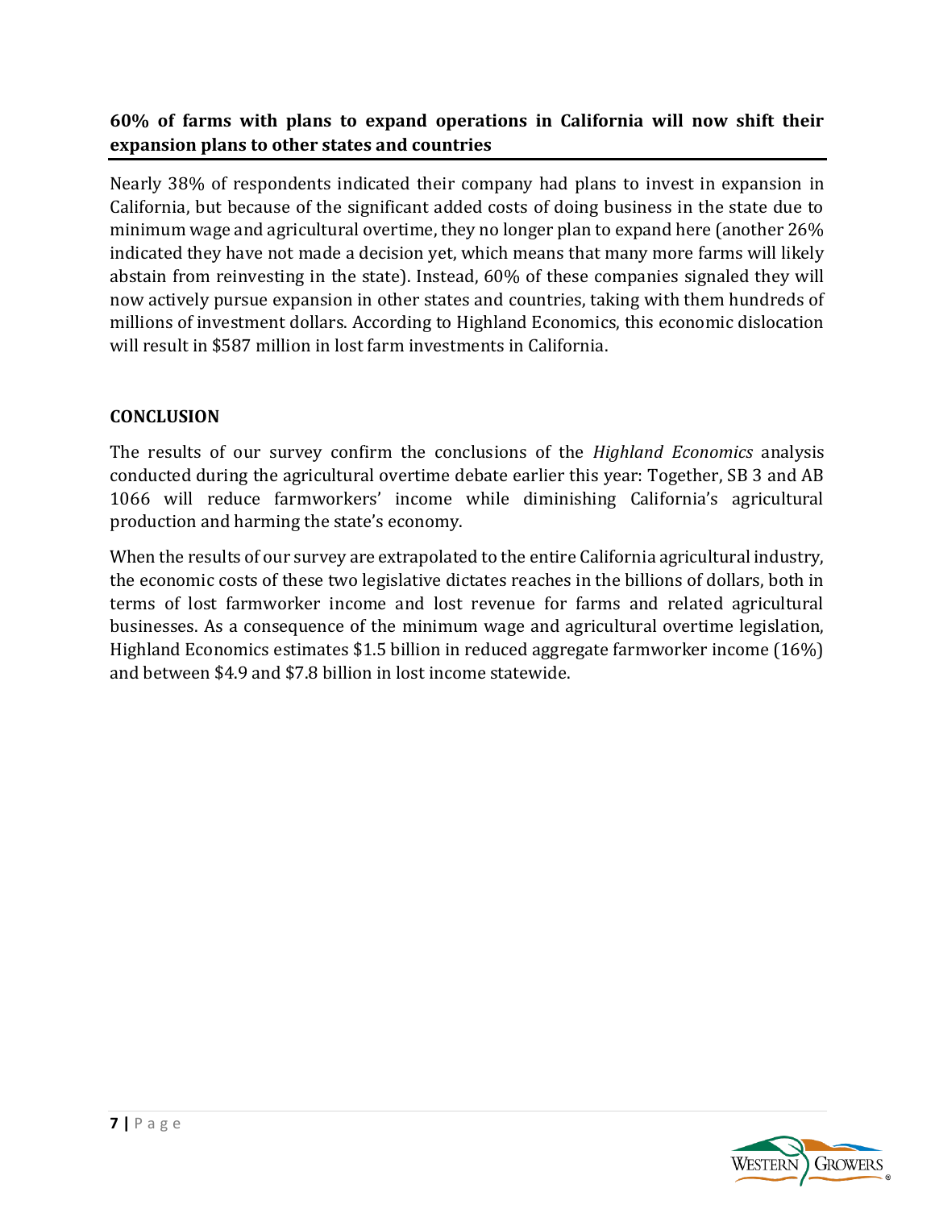### 60% of farms with plans to expand operations in California will now shift their expansion plans to other states and countries

Nearly 38% of respondents indicated their company had plans to invest in expansion in California, but because of the significant added costs of doing business in the state due to minimum wage and agricultural overtime, they no longer plan to expand here (another 26% indicated they have not made a decision yet, which means that many more farms will likely abstain from reinvesting in the state). Instead, 60% of these companies signaled they will now actively pursue expansion in other states and countries, taking with them hundreds of millions of investment dollars. According to Highland Economics, this economic dislocation will result in $587 million in lost farm investments in California.

## CONCLUSION

The results of our survey confirm the conclusions of the *Highland Economics* analysis conducted during the agricultural overtime debate earlier this year: Together, SB 3 and AB 1066 will reduce farmworkers' income while diminishing California's agricultural production and harming the state's economy.

When the results of our survey are extrapolated to the entire California agricultural industry, the economic costs of these two legislative dictates reaches in the billions of dollars, both in terms of lost farmworker income and lost revenue for farms and related agricultural businesses. As a consequence of the minimum wage and agricultural overtime legislation, Highland Economics estimates $1.5 billion in reduced aggregate farmworker income (16%) and between $4.9 and $7.8 billion in lost income statewide.